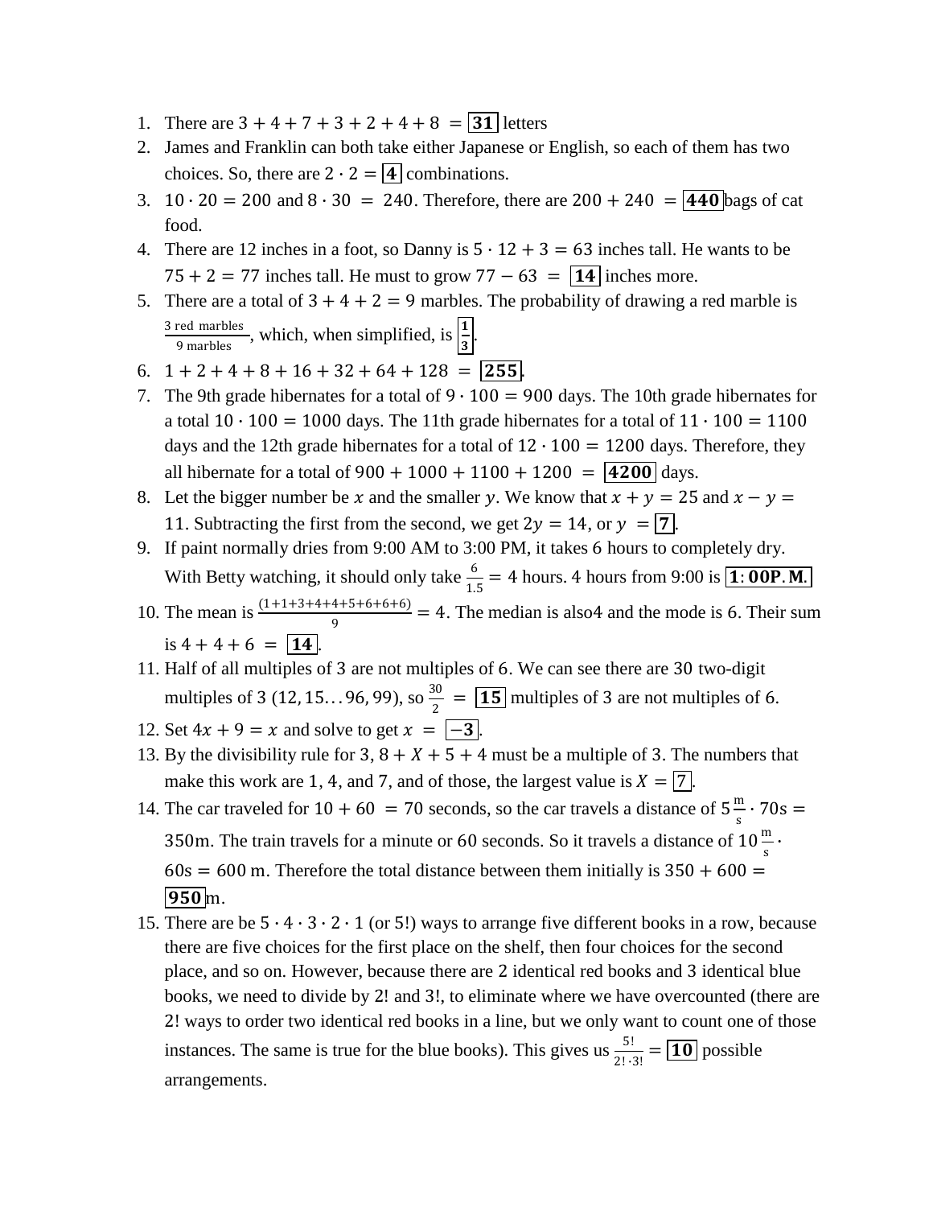1. There are $3 + 4 + 7 + 3 + 2 + 4 + 8 = \boxed{31}$ letters
2. James and Franklin can both take either Japanese or English, so each of them has two choices. So, there are $2 \cdot 2 = \boxed{4}$ combinations.
3. $10 \cdot 20 = 200$ and $8 \cdot 30 = 240$. Therefore, there are $200 + 240 = \boxed{\mathbf{440}}$ bags of cat food.
4. There are 12 inches in a foot, so Danny is $5 \cdot 12 + 3 = 63$ inches tall. He wants to be $75 + 2 = 77$ inches tall. He must to grow $77 - 63 = \boxed{\mathbf{14}}$ inches more.
5. There are a total of $3 + 4 + 2 = 9$ marbles. The probability of drawing a red marble is $\frac{\text{3 red marbles}}{\text{9 marbles}}$, which, when simplified, is $\boxed{\frac{1}{3}}$.
6. $1 + 2 + 4 + 8 + 16 + 32 + 64 + 128 = \boxed{\mathbf{255}}$.
7. The 9th grade hibernates for a total of $9 \cdot 100 = 900$ days. The 10th grade hibernates for a total $10 \cdot 100 = 1000$ days. The 11th grade hibernates for a total of $11 \cdot 100 = 1100$ days and the 12th grade hibernates for a total of $12 \cdot 100 = 1200$ days. Therefore, they all hibernate for a total of $900 + 1000 + 1100 + 1200 = \boxed{\mathbf{4200}}$ days.
8. Let the bigger number be $x$ and the smaller $y$. We know that $x + y = 25$ and $x - y = 11$. Subtracting the first from the second, we get $2y = 14$, or $y = \boxed{\mathbf{7}}$.
9. If paint normally dries from 9:00 AM to 3:00 PM, it takes 6 hours to completely dry. With Betty watching, it should only take $\frac{6}{1.5} = 4$ hours. 4 hours from 9:00 is $\boxed{\mathbf{1{:}00P.M.}}$
10. The mean is $\frac{(1+1+3+4+4+5+6+6+6)}{9} = 4$. The median is also4 and the mode is 6. Their sum is $4 + 4 + 6 = \boxed{\mathbf{14}}$.
11. Half of all multiples of 3 are not multiples of 6. We can see there are 30 two-digit multiples of 3 $(12, 15 \ldots 96, 99)$, so $\frac{30}{2} = \boxed{\mathbf{15}}$ multiples of 3 are not multiples of 6.
12. Set $4x + 9 = x$ and solve to get $x = \boxed{\mathbf{-3}}$.
13. By the divisibility rule for 3, $8 + X + 5 + 4$ must be a multiple of 3. The numbers that make this work are 1, 4, and 7, and of those, the largest value is $X = \boxed{7}$.
14. The car traveled for $10 + 60 = 70$ seconds, so the car travels a distance of $5\frac{\text{m}}{\text{s}} \cdot 70\text{s} = 350\text{m}$. The train travels for a minute or 60 seconds. So it travels a distance of $10\frac{\text{m}}{\text{s}} \cdot 60\text{s} = 600$ m. Therefore the total distance between them initially is $350 + 600 = \boxed{\mathbf{950}}$m.
15. There are be $5 \cdot 4 \cdot 3 \cdot 2 \cdot 1$ (or 5!) ways to arrange five different books in a row, because there are five choices for the first place on the shelf, then four choices for the second place, and so on. However, because there are 2 identical red books and 3 identical blue books, we need to divide by 2! and 3!, to eliminate where we have overcounted (there are 2! ways to order two identical red books in a line, but we only want to count one of those instances. The same is true for the blue books). This gives us $\frac{5!}{2! \cdot 3!} = \boxed{\mathbf{10}}$ possible arrangements.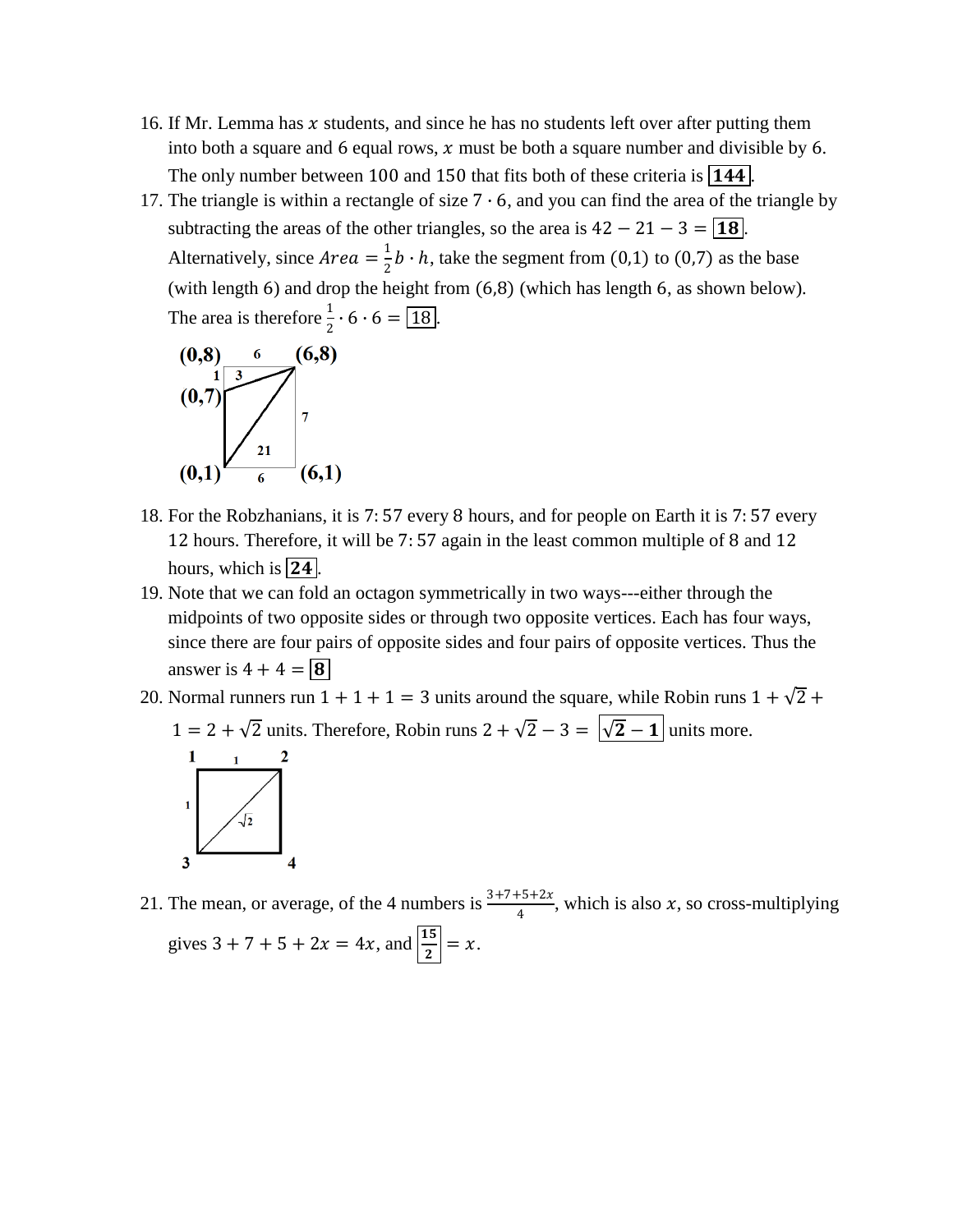16. If Mr. Lemma has $x$ students, and since he has no students left over after putting them into both a square and 6 equal rows, $x$ must be both a square number and divisible by 6. The only number between 100 and 150 that fits both of these criteria is $\boxed{\mathbf{144}}$.
17. The triangle is within a rectangle of size $7 \cdot 6$, and you can find the area of the triangle by subtracting the areas of the other triangles, so the area is $42 - 21 - 3 = \boxed{\mathbf{18}}$. Alternatively, since $Area = \frac{1}{2} b \cdot h$, take the segment from $(0,1)$ to $(0,7)$ as the base (with length 6) and drop the height from $(6,8)$ (which has length 6, as shown below). The area is therefore $\frac{1}{2} \cdot 6 \cdot 6 = \boxed{18}$.

18. For the Robzhanians, it is 7:57 every 8 hours, and for people on Earth it is 7:57 every 12 hours. Therefore, it will be 7:57 again in the least common multiple of 8 and 12 hours, which is $\boxed{\mathbf{24}}$.
19. Note that we can fold an octagon symmetrically in two ways---either through the midpoints of two opposite sides or through two opposite vertices. Each has four ways, since there are four pairs of opposite sides and four pairs of opposite vertices. Thus the answer is $4 + 4 = \boxed{\mathbf{8}}$
20. Normal runners run $1 + 1 + 1 = 3$ units around the square, while Robin runs $1 + \sqrt{2} + 1 = 2 + \sqrt{2}$ units. Therefore, Robin runs $2 + \sqrt{2} - 3 = \boxed{\sqrt{\mathbf{2}} - \mathbf{1}}$ units more.

21. The mean, or average, of the 4 numbers is $\frac{3+7+5+2x}{4}$, which is also $x$, so cross-multiplying gives $3 + 7 + 5 + 2x = 4x$, and $\boxed{\frac{\mathbf{15}}{\mathbf{2}}} = x$.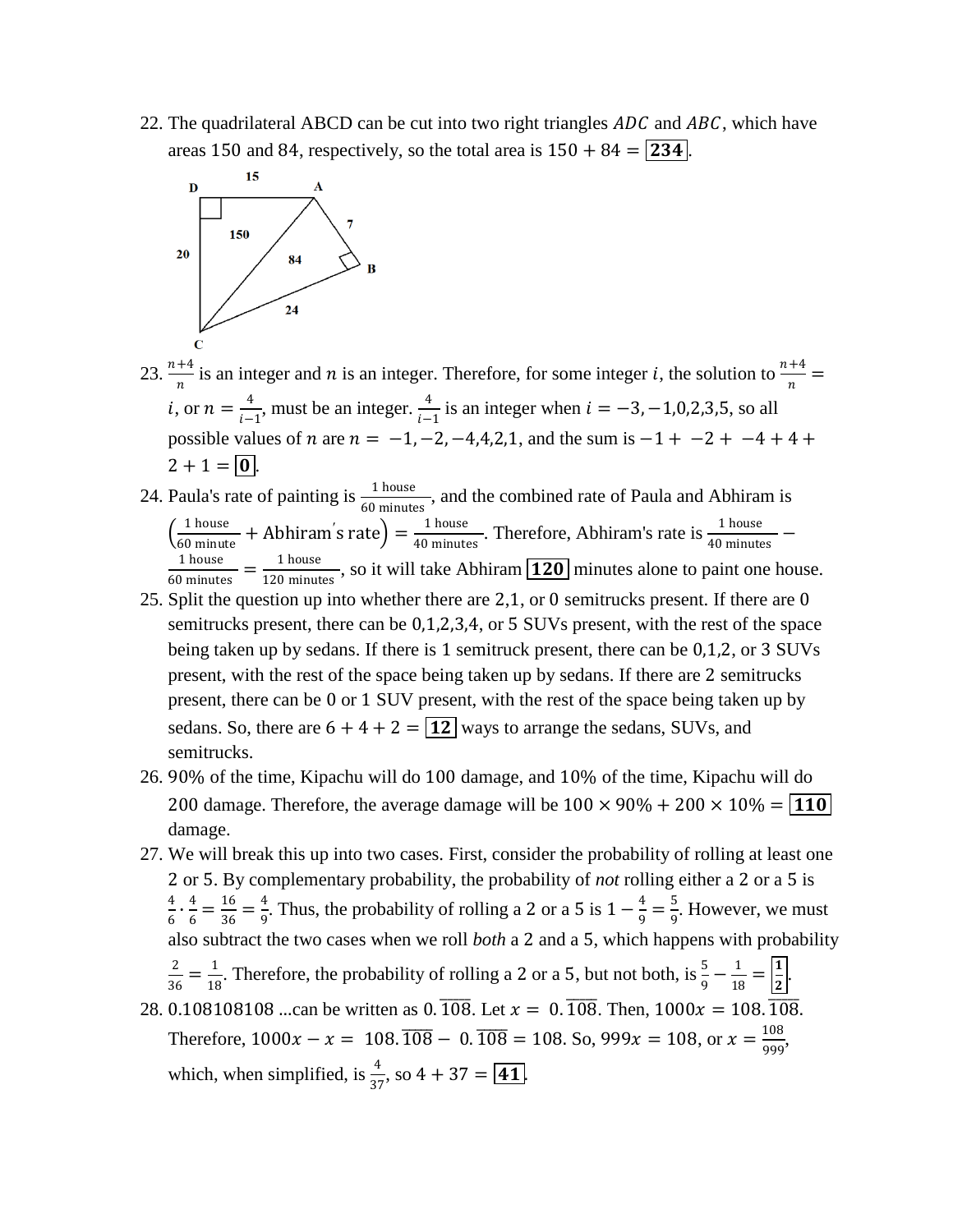22. The quadrilateral ABCD can be cut into two right triangles $ADC$ and $ABC$, which have areas 150 and 84, respectively, so the total area is $150 + 84 = \boxed{\mathbf{234}}$.

23. $\frac{n+4}{n}$ is an integer and $n$ is an integer. Therefore, for some integer $i$, the solution to $\frac{n+4}{n} = i$, or $n = \frac{4}{i-1}$, must be an integer. $\frac{4}{i-1}$ is an integer when $i = -3, -1, 0, 2, 3, 5$, so all possible values of $n$ are $n = -1, -2, -4, 4, 2, 1$, and the sum is $-1 + -2 + -4 + 4 + 2 + 1 = \boxed{\mathbf{0}}$.

24. Paula's rate of painting is $\frac{1 \text{ house}}{60 \text{ minutes}}$, and the combined rate of Paula and Abhiram is $\left(\frac{1 \text{ house}}{60 \text{ minute}} + \text{Abhiram's rate}\right) = \frac{1 \text{ house}}{40 \text{ minutes}}$. Therefore, Abhiram's rate is $\frac{1 \text{ house}}{40 \text{ minutes}} - \frac{1 \text{ house}}{60 \text{ minutes}} = \frac{1 \text{ house}}{120 \text{ minutes}}$, so it will take Abhiram $\boxed{\mathbf{120}}$ minutes alone to paint one house.

25. Split the question up into whether there are 2, 1, or 0 semitrucks present. If there are 0 semitrucks present, there can be 0, 1, 2, 3, 4, or 5 SUVs present, with the rest of the space being taken up by sedans. If there is 1 semitruck present, there can be 0, 1, 2, or 3 SUVs present, with the rest of the space being taken up by sedans. If there are 2 semitrucks present, there can be 0 or 1 SUV present, with the rest of the space being taken up by sedans. So, there are $6 + 4 + 2 = \boxed{\mathbf{12}}$ ways to arrange the sedans, SUVs, and semitrucks.

26. 90% of the time, Kipachu will do 100 damage, and 10% of the time, Kipachu will do 200 damage. Therefore, the average damage will be $100 \times 90\% + 200 \times 10\% = \boxed{\mathbf{110}}$ damage.

27. We will break this up into two cases. First, consider the probability of rolling at least one 2 or 5. By complementary probability, the probability of *not* rolling either a 2 or a 5 is $\frac{4}{6} \cdot \frac{4}{6} = \frac{16}{36} = \frac{4}{9}$. Thus, the probability of rolling a 2 or a 5 is $1 - \frac{4}{9} = \frac{5}{9}$. However, we must also subtract the two cases when we roll *both* a 2 and a 5, which happens with probability $\frac{2}{36} = \frac{1}{18}$. Therefore, the probability of rolling a 2 or a 5, but not both, is $\frac{5}{9} - \frac{1}{18} = \boxed{\mathbf{\frac{1}{2}}}$.

28. 0.108108108 ...can be written as $0.\overline{108}$. Let $x = 0.\overline{108}$. Then, $1000x = 108.\overline{108}$. Therefore, $1000x - x = 108.\overline{108} - 0.\overline{108} = 108$. So, $999x = 108$, or $x = \frac{108}{999}$, which, when simplified, is $\frac{4}{37}$, so $4 + 37 = \boxed{\mathbf{41}}$.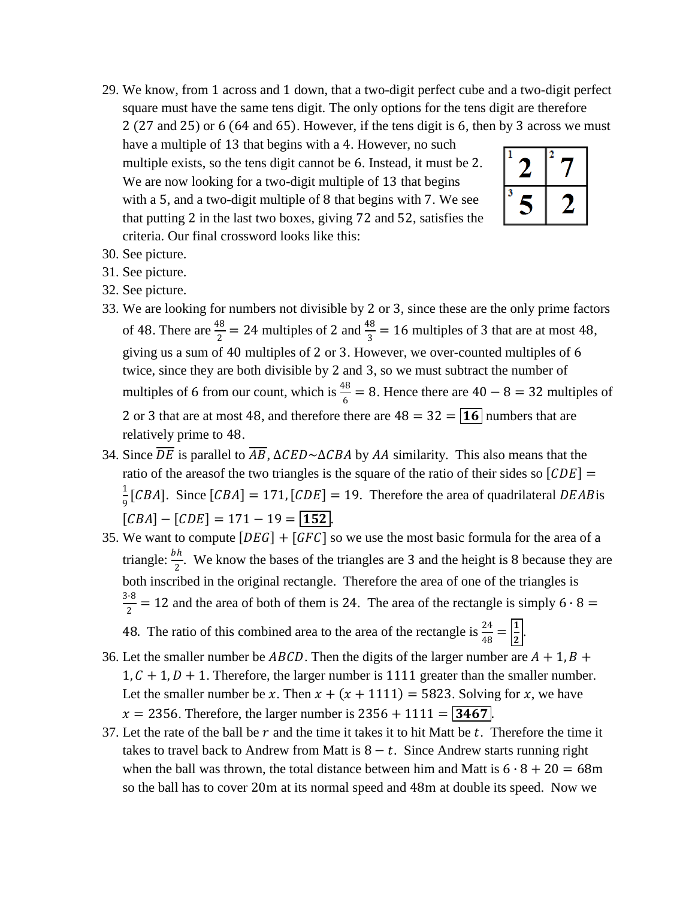29. We know, from 1 across and 1 down, that a two-digit perfect cube and a two-digit perfect square must have the same tens digit. The only options for the tens digit are therefore 2 (27 and 25) or 6 (64 and 65). However, if the tens digit is 6, then by 3 across we must have a multiple of 13 that begins with a 4. However, no such multiple exists, so the tens digit cannot be 6. Instead, it must be 2. We are now looking for a two-digit multiple of 13 that begins with a 5, and a two-digit multiple of 8 that begins with 7. We see that putting 2 in the last two boxes, giving 72 and 52, satisfies the criteria. Our final crossword looks like this:

| [1] 2 | [2] 7 |
|---|---|
| [3] 5 | 2 |

30. See picture.
31. See picture.
32. See picture.
33. We are looking for numbers not divisible by 2 or 3, since these are the only prime factors of 48. There are $\frac{48}{2} = 24$ multiples of 2 and $\frac{48}{3} = 16$ multiples of 3 that are at most 48, giving us a sum of 40 multiples of 2 or 3. However, we over-counted multiples of 6 twice, since they are both divisible by 2 and 3, so we must subtract the number of multiples of 6 from our count, which is $\frac{48}{6} = 8$. Hence there are $40 - 8 = 32$ multiples of 2 or 3 that are at most 48, and therefore there are $48 = 32 = \boxed{\mathbf{16}}$ numbers that are relatively prime to 48.
34. Since $\overline{DE}$ is parallel to $\overline{AB}$, $\Delta CED \sim \Delta CBA$ by $AA$ similarity. This also means that the ratio of the areasof the two triangles is the square of the ratio of their sides so $[CDE] = \frac{1}{9}[CBA]$. Since $[CBA] = 171, [CDE] = 19$. Therefore the area of quadrilateral $DEAB$is $[CBA] - [CDE] = 171 - 19 = \boxed{\mathbf{152}}$.
35. We want to compute $[DEG] + [GFC]$ so we use the most basic formula for the area of a triangle: $\frac{bh}{2}$. We know the bases of the triangles are 3 and the height is 8 because they are both inscribed in the original rectangle. Therefore the area of one of the triangles is $\frac{3 \cdot 8}{2} = 12$ and the area of both of them is 24. The area of the rectangle is simply $6 \cdot 8 = 48$. The ratio of this combined area to the area of the rectangle is $\frac{24}{48} = \boxed{\frac{\mathbf{1}}{\mathbf{2}}}$.
36. Let the smaller number be $ABCD$. Then the digits of the larger number are $A+1, B+1, C+1, D+1$. Therefore, the larger number is 1111 greater than the smaller number. Let the smaller number be $x$. Then $x + (x + 1111) = 5823$. Solving for $x$, we have $x = 2356$. Therefore, the larger number is $2356 + 1111 = \boxed{\mathbf{3467}}$.
37. Let the rate of the ball be $r$ and the time it takes it to hit Matt be $t$. Therefore the time it takes to travel back to Andrew from Matt is $8 - t$. Since Andrew starts running right when the ball was thrown, the total distance between him and Matt is $6 \cdot 8 + 20 = 68\text{m}$ so the ball has to cover 20m at its normal speed and 48m at double its speed. Now we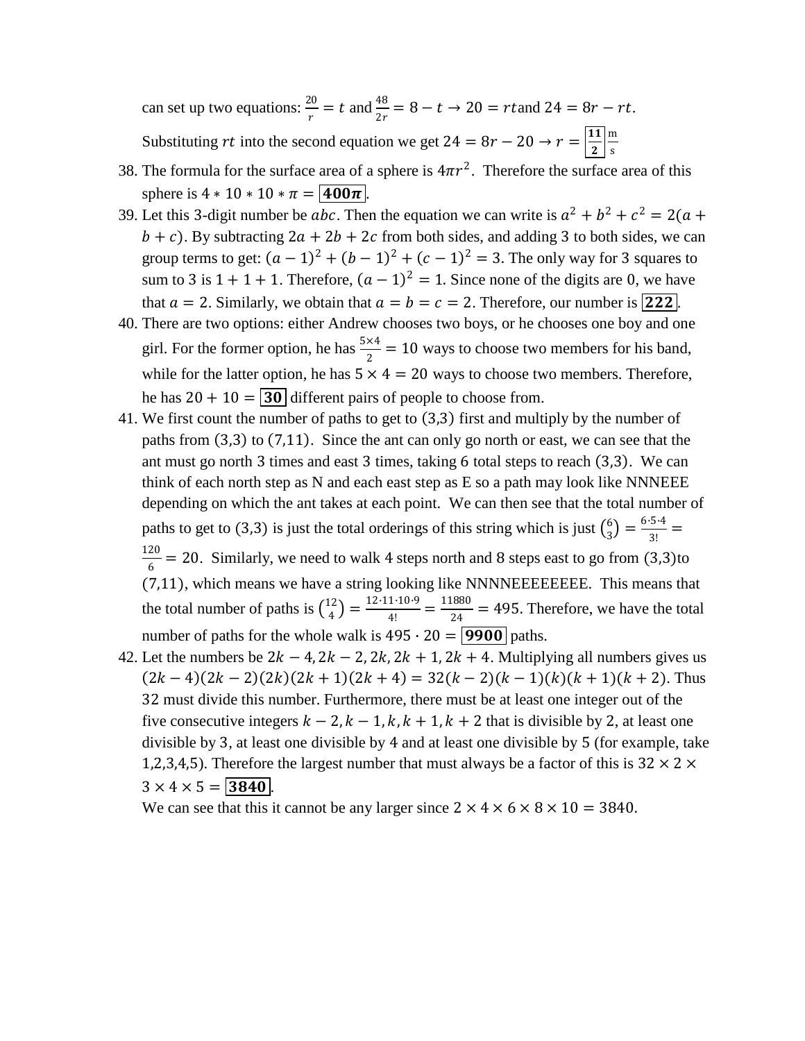can set up two equations: $\frac{20}{r} = t$ and $\frac{48}{2r} = 8 - t \rightarrow 20 = rt$ and $24 = 8r - rt$.

Substituting $rt$ into the second equation we get $24 = 8r - 20 \rightarrow r = \boxed{\frac{11}{2}} \frac{\text{m}}{\text{s}}$

38. The formula for the surface area of a sphere is $4\pi r^2$. Therefore the surface area of this sphere is $4 * 10 * 10 * \pi = \boxed{400\pi}$.
39. Let this 3-digit number be $abc$. Then the equation we can write is $a^2 + b^2 + c^2 = 2(a + b + c)$. By subtracting $2a + 2b + 2c$ from both sides, and adding 3 to both sides, we can group terms to get: $(a-1)^2 + (b-1)^2 + (c-1)^2 = 3$. The only way for 3 squares to sum to 3 is $1 + 1 + 1$. Therefore, $(a-1)^2 = 1$. Since none of the digits are 0, we have that $a = 2$. Similarly, we obtain that $a = b = c = 2$. Therefore, our number is $\boxed{222}$.
40. There are two options: either Andrew chooses two boys, or he chooses one boy and one girl. For the former option, he has $\frac{5\times 4}{2} = 10$ ways to choose two members for his band, while for the latter option, he has $5 \times 4 = 20$ ways to choose two members. Therefore, he has $20 + 10 = \boxed{30}$ different pairs of people to choose from.
41. We first count the number of paths to get to $(3,3)$ first and multiply by the number of paths from $(3,3)$ to $(7,11)$. Since the ant can only go north or east, we can see that the ant must go north 3 times and east 3 times, taking 6 total steps to reach $(3,3)$. We can think of each north step as N and each east step as E so a path may look like NNNEEE depending on which the ant takes at each point. We can then see that the total number of paths to get to $(3,3)$ is just the total orderings of this string which is just $\binom{6}{3} = \frac{6\cdot 5\cdot 4}{3!} = \frac{120}{6} = 20$. Similarly, we need to walk 4 steps north and 8 steps east to go from $(3,3)$ to $(7,11)$, which means we have a string looking like NNNNEEEEEEEE. This means that the total number of paths is $\binom{12}{4} = \frac{12\cdot 11\cdot 10\cdot 9}{4!} = \frac{11880}{24} = 495$. Therefore, we have the total number of paths for the whole walk is $495 \cdot 20 = \boxed{9900}$ paths.
42. Let the numbers be $2k-4, 2k-2, 2k, 2k+1, 2k+4$. Multiplying all numbers gives us $(2k-4)(2k-2)(2k)(2k+1)(2k+4) = 32(k-2)(k-1)(k)(k+1)(k+2)$. Thus 32 must divide this number. Furthermore, there must be at least one integer out of the five consecutive integers $k-2, k-1, k, k+1, k+2$ that is divisible by 2, at least one divisible by 3, at least one divisible by 4 and at least one divisible by 5 (for example, take 1,2,3,4,5). Therefore the largest number that must always be a factor of this is $32 \times 2 \times 3 \times 4 \times 5 = \boxed{3840}$.

    We can see that this it cannot be any larger since $2 \times 4 \times 6 \times 8 \times 10 = 3840$.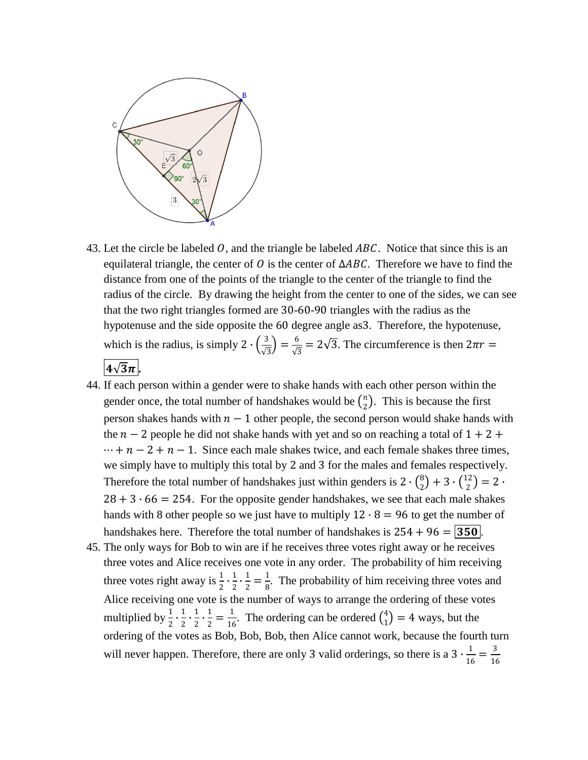43. Let the circle be labeled $O$, and the triangle be labeled $ABC$. Notice that since this is an equilateral triangle, the center of $O$ is the center of $\Delta ABC$. Therefore we have to find the distance from one of the points of the triangle to the center of the triangle to find the radius of the circle. By drawing the height from the center to one of the sides, we can see that the two right triangles formed are 30-60-90 triangles with the radius as the hypotenuse and the side opposite the 60 degree angle as3. Therefore, the hypotenuse, which is the radius, is simply $2 \cdot \left(\frac{3}{\sqrt{3}}\right) = \frac{6}{\sqrt{3}} = 2\sqrt{3}$. The circumference is then $2\pi r = \boxed{4\sqrt{3}\pi}$.

44. If each person within a gender were to shake hands with each other person within the gender once, the total number of handshakes would be $\binom{n}{2}$. This is because the first person shakes hands with $n-1$ other people, the second person would shake hands with the $n-2$ people he did not shake hands with yet and so on reaching a total of $1 + 2 + \cdots + n - 2 + n - 1$. Since each male shakes twice, and each female shakes three times, we simply have to multiply this total by 2 and 3 for the males and females respectively. Therefore the total number of handshakes just within genders is $2 \cdot \binom{8}{2} + 3 \cdot \binom{12}{2} = 2 \cdot 28 + 3 \cdot 66 = 254$. For the opposite gender handshakes, we see that each male shakes hands with 8 other people so we just have to multiply $12 \cdot 8 = 96$ to get the number of handshakes here. Therefore the total number of handshakes is $254 + 96 = \boxed{350}$.

45. The only ways for Bob to win are if he receives three votes right away or he receives three votes and Alice receives one vote in any order. The probability of him receiving three votes right away is $\frac{1}{2} \cdot \frac{1}{2} \cdot \frac{1}{2} = \frac{1}{8}$. The probability of him receiving three votes and Alice receiving one vote is the number of ways to arrange the ordering of these votes multiplied by $\frac{1}{2} \cdot \frac{1}{2} \cdot \frac{1}{2} \cdot \frac{1}{2} = \frac{1}{16}$. The ordering can be ordered $\binom{4}{1} = 4$ ways, but the ordering of the votes as Bob, Bob, Bob, then Alice cannot work, because the fourth turn will never happen. Therefore, there are only 3 valid orderings, so there is a $3 \cdot \frac{1}{16} = \frac{3}{16}$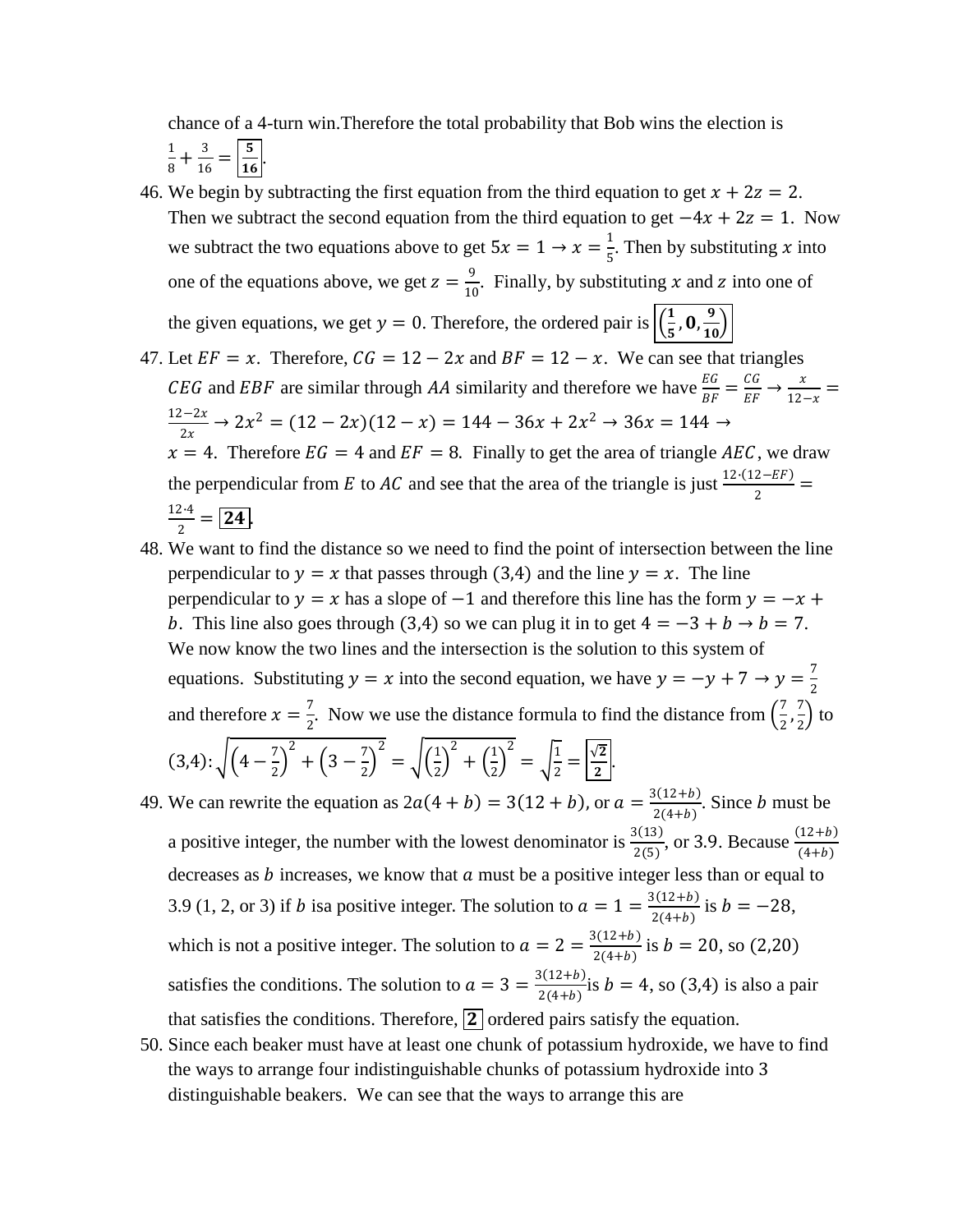chance of a 4-turn win.Therefore the total probability that Bob wins the election is $\frac{1}{8} + \frac{3}{16} = \boxed{\frac{5}{16}}$.

46. We begin by subtracting the first equation from the third equation to get $x + 2z = 2$. Then we subtract the second equation from the third equation to get $-4x + 2z = 1$. Now we subtract the two equations above to get $5x = 1 \rightarrow x = \frac{1}{5}$. Then by substituting $x$ into one of the equations above, we get $z = \frac{9}{10}$. Finally, by substituting $x$ and $z$ into one of the given equations, we get $y = 0$. Therefore, the ordered pair is $\boxed{\left(\frac{1}{5}, 0, \frac{9}{10}\right)}$

47. Let $EF = x$. Therefore, $CG = 12 - 2x$ and $BF = 12 - x$. We can see that triangles $CEG$ and $EBF$ are similar through $AA$ similarity and therefore we have $\frac{EG}{BF} = \frac{CG}{EF} \rightarrow \frac{x}{12-x} = \frac{12-2x}{2x} \rightarrow 2x^2 = (12-2x)(12-x) = 144 - 36x + 2x^2 \rightarrow 36x = 144 \rightarrow x = 4$. Therefore $EG = 4$ and $EF = 8$. Finally to get the area of triangle $AEC$, we draw the perpendicular from $E$ to $AC$ and see that the area of the triangle is just $\frac{12\cdot(12-EF)}{2} = \frac{12\cdot 4}{2} = \boxed{24}$.

48. We want to find the distance so we need to find the point of intersection between the line perpendicular to $y = x$ that passes through $(3,4)$ and the line $y = x$. The line perpendicular to $y = x$ has a slope of $-1$ and therefore this line has the form $y = -x + b$. This line also goes through $(3,4)$ so we can plug it in to get $4 = -3 + b \rightarrow b = 7$. We now know the two lines and the intersection is the solution to this system of equations. Substituting $y = x$ into the second equation, we have $y = -y + 7 \rightarrow y = \frac{7}{2}$ and therefore $x = \frac{7}{2}$. Now we use the distance formula to find the distance from $\left(\frac{7}{2}, \frac{7}{2}\right)$ to $(3,4)$: $\sqrt{\left(4 - \frac{7}{2}\right)^2 + \left(3 - \frac{7}{2}\right)^2} = \sqrt{\left(\frac{1}{2}\right)^2 + \left(\frac{1}{2}\right)^2} = \sqrt{\frac{1}{2}} = \boxed{\frac{\sqrt{2}}{2}}$.

49. We can rewrite the equation as $2a(4 + b) = 3(12 + b)$, or $a = \frac{3(12+b)}{2(4+b)}$. Since $b$ must be a positive integer, the number with the lowest denominator is $\frac{3(13)}{2(5)}$, or 3.9. Because $\frac{(12+b)}{(4+b)}$ decreases as $b$ increases, we know that $a$ must be a positive integer less than or equal to 3.9 (1, 2, or 3) if $b$ isa positive integer. The solution to $a = 1 = \frac{3(12+b)}{2(4+b)}$ is $b = -28$, which is not a positive integer. The solution to $a = 2 = \frac{3(12+b)}{2(4+b)}$ is $b = 20$, so $(2,20)$ satisfies the conditions. The solution to $a = 3 = \frac{3(12+b)}{2(4+b)}$is $b = 4$, so $(3,4)$ is also a pair that satisfies the conditions. Therefore, $\boxed{2}$ ordered pairs satisfy the equation.

50. Since each beaker must have at least one chunk of potassium hydroxide, we have to find the ways to arrange four indistinguishable chunks of potassium hydroxide into 3 distinguishable beakers. We can see that the ways to arrange this are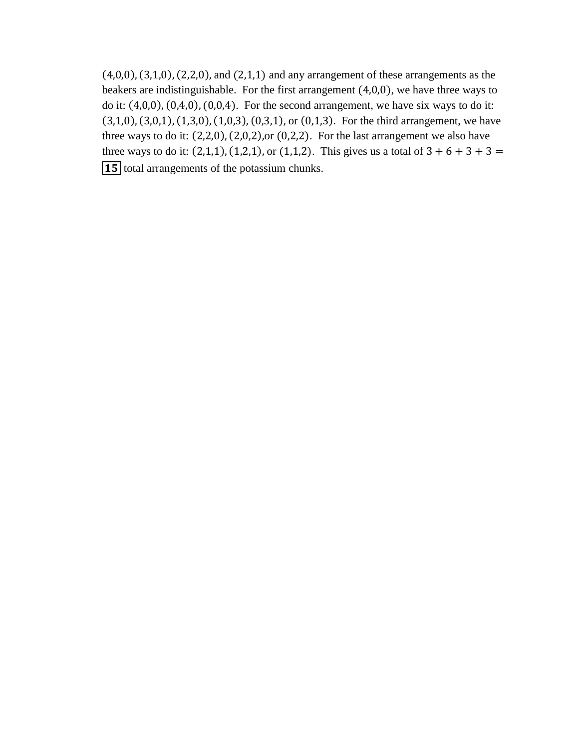$(4{,}0{,}0)$, $(3{,}1{,}0)$, $(2{,}2{,}0)$, and $(2{,}1{,}1)$ and any arrangement of these arrangements as the beakers are indistinguishable. For the first arrangement $(4{,}0{,}0)$, we have three ways to do it: $(4{,}0{,}0)$, $(0{,}4{,}0)$, $(0{,}0{,}4)$. For the second arrangement, we have six ways to do it: $(3{,}1{,}0)$, $(3{,}0{,}1)$, $(1{,}3{,}0)$, $(1{,}0{,}3)$, $(0{,}3{,}1)$, or $(0{,}1{,}3)$. For the third arrangement, we have three ways to do it: $(2{,}2{,}0)$, $(2{,}0{,}2)$,or $(0{,}2{,}2)$. For the last arrangement we also have three ways to do it: $(2{,}1{,}1)$, $(1{,}2{,}1)$, or $(1{,}1{,}2)$. This gives us a total of $3 + 6 + 3 + 3 = \boxed{\mathbf{15}}$ total arrangements of the potassium chunks.